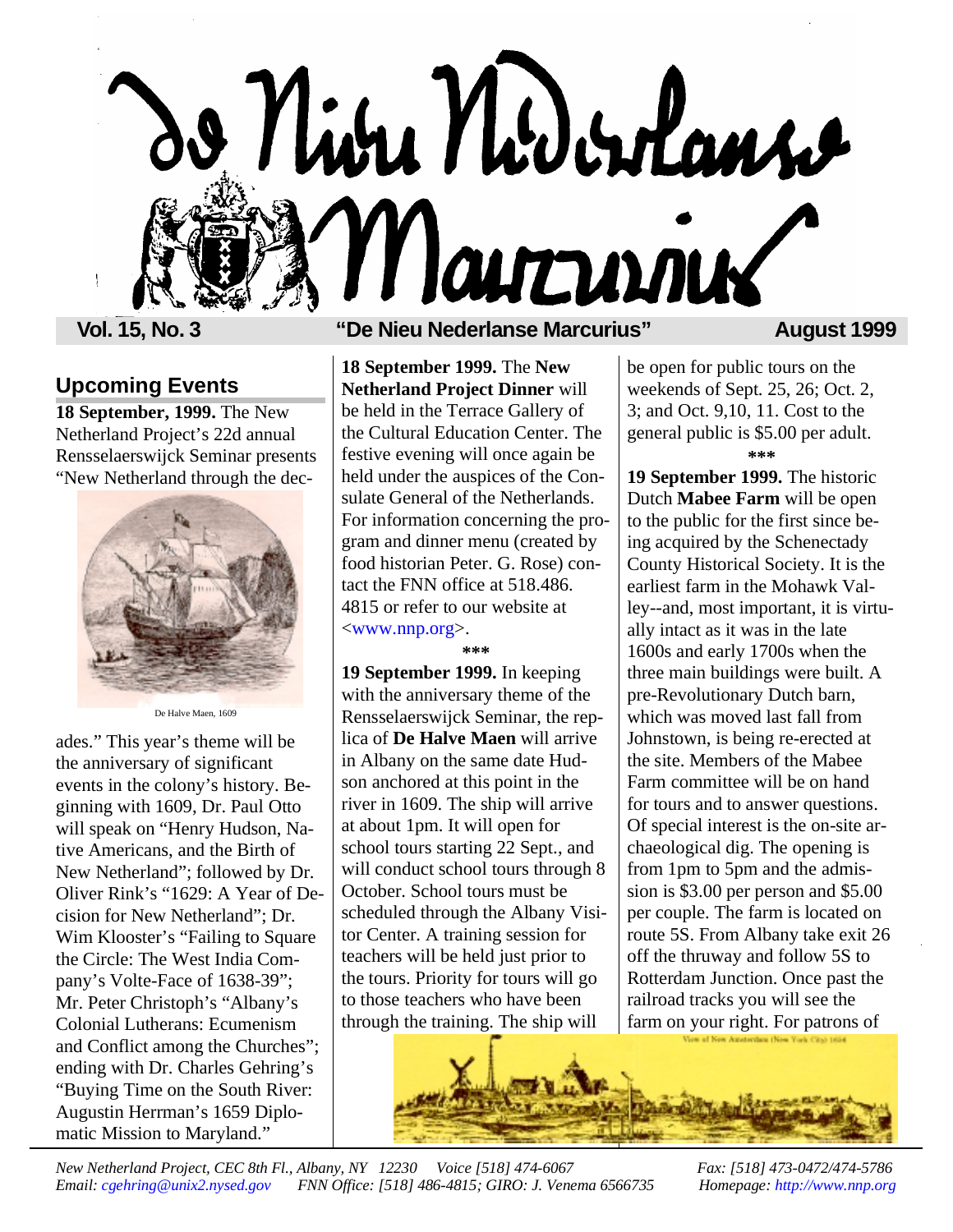# De Nieu Nederlanse Marcurius

**Vol. 15, No. 3** **"De Nieu Nederlanse Marcurius"** **August 1999**

## Upcoming Events

**18 September, 1999.** The New Netherland Project's 22d annual Rensselaerswijck Seminar presents "New Netherland through the decades." This year's theme will be the anniversary of significant events in the colony's history. Beginning with 1609, Dr. Paul Otto will speak on "Henry Hudson, Native Americans, and the Birth of New Netherland"; followed by Dr. Oliver Rink's "1629: A Year of Decision for New Netherland"; Dr. Wim Klooster's "Failing to Square the Circle: The West India Company's Volte-Face of 1638-39"; Mr. Peter Christoph's "Albany's Colonial Lutherans: Ecumenism and Conflict among the Churches"; ending with Dr. Charles Gehring's "Buying Time on the South River: Augustin Herrman's 1659 Diplomatic Mission to Maryland."

De Halve Maen, 1609

**18 September 1999.** The **New Netherland Project Dinner** will be held in the Terrace Gallery of the Cultural Education Center. The festive evening will once again be held under the auspices of the Consulate General of the Netherlands. For information concerning the program and dinner menu (created by food historian Peter. G. Rose) contact the FNN office at 518.486. 4815 or refer to our website at <www.nnp.org>.

***

**19 September 1999.** In keeping with the anniversary theme of the Rensselaerswijck Seminar, the replica of **De Halve Maen** will arrive in Albany on the same date Hudson anchored at this point in the river in 1609. The ship will arrive at about 1pm. It will open for school tours starting 22 Sept., and will conduct school tours through 8 October. School tours must be scheduled through the Albany Visitor Center. A training session for teachers will be held just prior to the tours. Priority for tours will go to those teachers who have been through the training. The ship will be open for public tours on the weekends of Sept. 25, 26; Oct. 2, 3; and Oct. 9,10, 11. Cost to the general public is $5.00 per adult.

***

**19 September 1999.** The historic Dutch **Mabee Farm** will be open to the public for the first since being acquired by the Schenectady County Historical Society. It is the earliest farm in the Mohawk Valley--and, most important, it is virtually intact as it was in the late 1600s and early 1700s when the three main buildings were built. A pre-Revolutionary Dutch barn, which was moved last fall from Johnstown, is being re-erected at the site. Members of the Mabee Farm committee will be on hand for tours and to answer questions. Of special interest is the on-site archaeological dig. The opening is from 1pm to 5pm and the admission is $3.00 per person and $5.00 per couple. The farm is located on route 5S. From Albany take exit 26 off the thruway and follow 5S to Rotterdam Junction. Once past the railroad tracks you will see the farm on your right. For patrons of

View of New Amsterdam (New York City) 1626

*New Netherland Project, CEC 8th Fl., Albany, NY 12230 Voice [518] 474-6067 Fax: [518] 473-0472/474-5786*
*Email: cgehring@unix2.nysed.gov FNN Office: [518] 486-4815; GIRO: J. Venema 6566735 Homepage: http://www.nnp.org*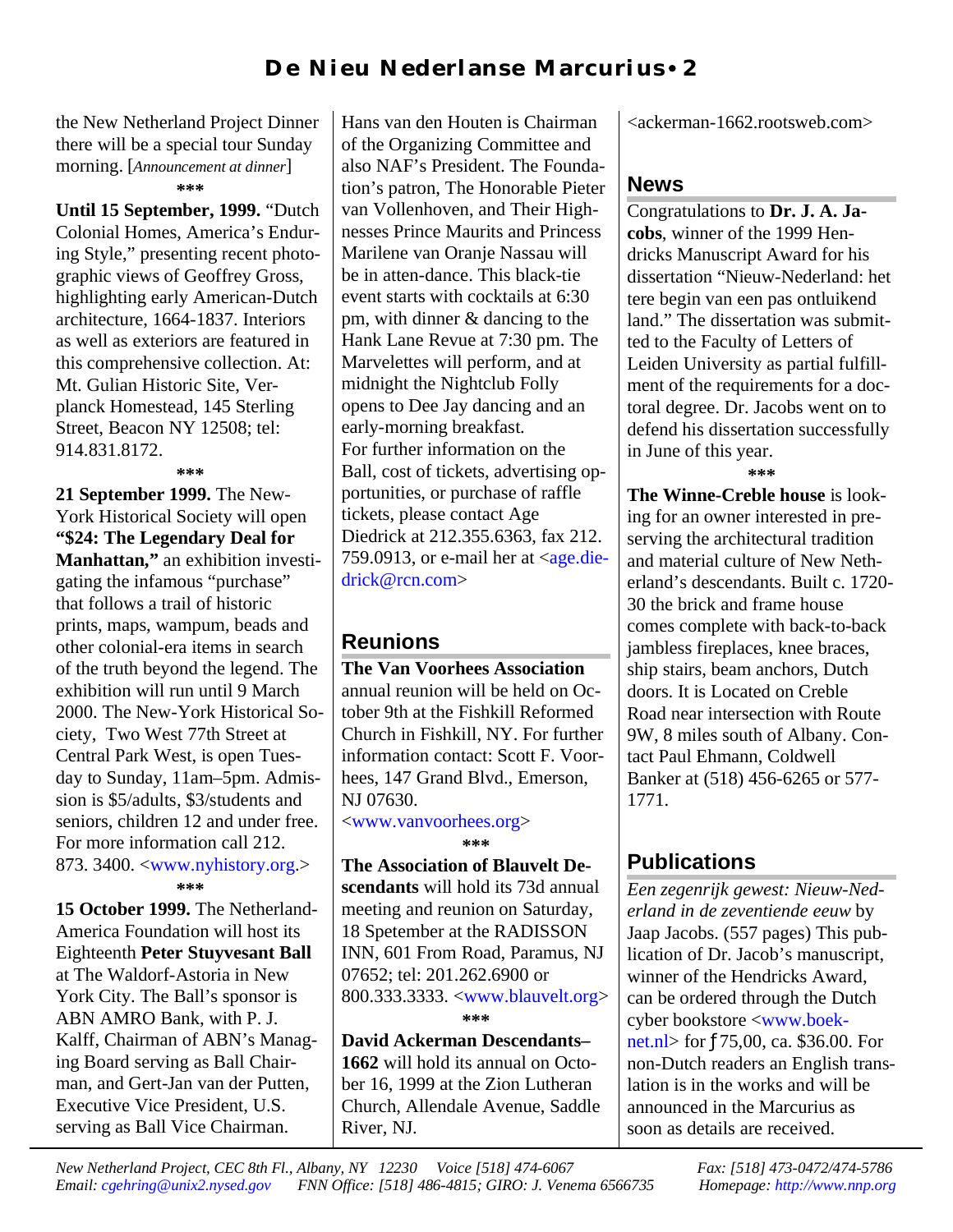the New Netherland Project Dinner there will be a special tour Sunday morning. [*Announcement at dinner*]

\*\*\*

**Until 15 September, 1999.** "Dutch Colonial Homes, America's Enduring Style," presenting recent photographic views of Geoffrey Gross, highlighting early American-Dutch architecture, 1664-1837. Interiors as well as exteriors are featured in this comprehensive collection. At: Mt. Gulian Historic Site, Verplanck Homestead, 145 Sterling Street, Beacon NY 12508; tel: 914.831.8172.

\*\*\*

**21 September 1999.** The New-York Historical Society will open **"$24: The Legendary Deal for Manhattan,"** an exhibition investigating the infamous "purchase" that follows a trail of historic prints, maps, wampum, beads and other colonial-era items in search of the truth beyond the legend. The exhibition will run until 9 March 2000. The New-York Historical Society, Two West 77th Street at Central Park West, is open Tuesday to Sunday, 11am–5pm. Admission is $5/adults, $3/students and seniors, children 12 and under free. For more information call 212. 873. 3400. <www.nyhistory.org.>

\*\*\*

**15 October 1999.** The Netherland-America Foundation will host its Eighteenth **Peter Stuyvesant Ball** at The Waldorf-Astoria in New York City. The Ball's sponsor is ABN AMRO Bank, with P. J. Kalff, Chairman of ABN's Managing Board serving as Ball Chairman, and Gert-Jan van der Putten, Executive Vice President, U.S. serving as Ball Vice Chairman. Hans van den Houten is Chairman of the Organizing Committee and also NAF's President. The Foundation's patron, The Honorable Pieter van Vollenhoven, and Their Highnesses Prince Maurits and Princess Marilene van Oranje Nassau will be in atten-dance. This black-tie event starts with cocktails at 6:30 pm, with dinner & dancing to the Hank Lane Revue at 7:30 pm. The Marvelettes will perform, and at midnight the Nightclub Folly opens to Dee Jay dancing and an early-morning breakfast.
For further information on the Ball, cost of tickets, advertising opportunities, or purchase of raffle tickets, please contact Age Diedrick at 212.355.6363, fax 212. 759.0913, or e-mail her at <age.diedrick@rcn.com>

## Reunions

**The Van Voorhees Association** annual reunion will be held on October 9th at the Fishkill Reformed Church in Fishkill, NY. For further information contact: Scott F. Voorhees, 147 Grand Blvd., Emerson, NJ 07630.
<www.vanvoorhees.org>

\*\*\*

**The Association of Blauvelt Descendants** will hold its 73d annual meeting and reunion on Saturday, 18 Spetember at the RADISSON INN, 601 From Road, Paramus, NJ 07652; tel: 201.262.6900 or 800.333.3333. <www.blauvelt.org>

\*\*\*

**David Ackerman Descendants–1662** will hold its annual on October 16, 1999 at the Zion Lutheran Church, Allendale Avenue, Saddle River, NJ.
<ackerman-1662.rootsweb.com>

## News

Congratulations to **Dr. J. A. Jacobs**, winner of the 1999 Hendricks Manuscript Award for his dissertation "Nieuw-Nederland: het tere begin van een pas ontluikend land." The dissertation was submitted to the Faculty of Letters of Leiden University as partial fulfillment of the requirements for a doctoral degree. Dr. Jacobs went on to defend his dissertation successfully in June of this year.

\*\*\*

**The Winne-Creble house** is looking for an owner interested in preserving the architectural tradition and material culture of New Netherland's descendants. Built c. 1720-30 the brick and frame house comes complete with back-to-back jambless fireplaces, knee braces, ship stairs, beam anchors, Dutch doors. It is Located on Creble Road near intersection with Route 9W, 8 miles south of Albany. Contact Paul Ehmann, Coldwell Banker at (518) 456-6265 or 577-1771.

## Publications

*Een zegenrijk gewest: Nieuw-Nederland in de zeventiende eeuw* by Jaap Jacobs. (557 pages) This publication of Dr. Jacob's manuscript, winner of the Hendricks Award, can be ordered through the Dutch cyber bookstore <www.boeknet.nl> for ƒ75,00, ca. $36.00. For non-Dutch readers an English translation is in the works and will be announced in the Marcurius as soon as details are received.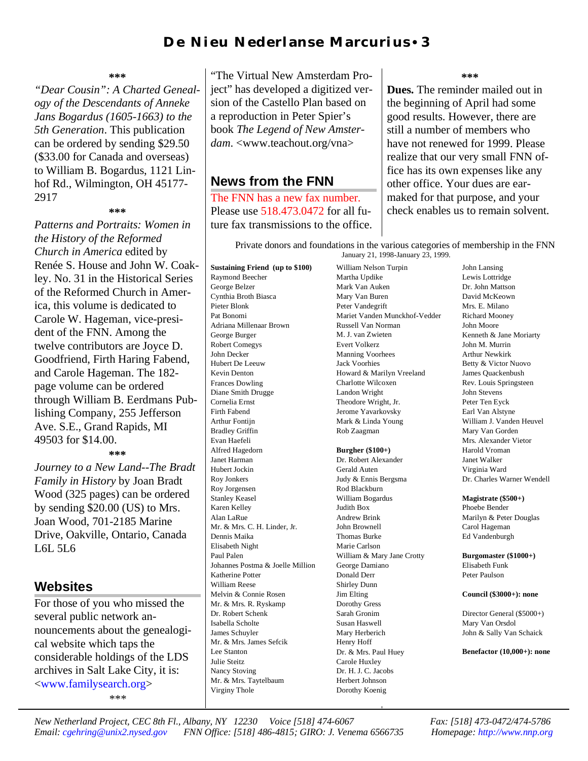\*\*\*

*"Dear Cousin": A Charted Genealogy of the Descendants of Anneke Jans Bogardus (1605-1663) to the 5th Generation*. This publication can be ordered by sending $29.50 ($33.00 for Canada and overseas) to William B. Bogardus, 1121 Linhof Rd., Wilmington, OH 45177-2917

\*\*\*

*Patterns and Portraits: Women in the History of the Reformed Church in America* edited by Renée S. House and John W. Coakley. No. 31 in the Historical Series of the Reformed Church in America, this volume is dedicated to Carole W. Hageman, vice-president of the FNN. Among the twelve contributors are Joyce D. Goodfriend, Firth Haring Fabend, and Carole Hageman. The 182-page volume can be ordered through William B. Eerdmans Publishing Company, 255 Jefferson Ave. S.E., Grand Rapids, MI 49503 for $14.00.

\*\*\*

*Journey to a New Land--The Bradt Family in History* by Joan Bradt Wood (325 pages) can be ordered by sending $20.00 (US) to Mrs. Joan Wood, 701-2185 Marine Drive, Oakville, Ontario, Canada L6L 5L6

## Websites

For those of you who missed the several public network announcements about the genealogical website which taps the considerable holdings of the LDS archives in Salt Lake City, it is: <www.familysearch.org>

\*\*\*

"The Virtual New Amsterdam Project" has developed a digitized version of the Castello Plan based on a reproduction in Peter Spier's book *The Legend of New Amsterdam*. <www.teachout.org/vna>

## News from the FNN

The FNN has a new fax number. Please use 518.473.0472 for all future fax transmissions to the office.

\*\*\*

**Dues.** The reminder mailed out in the beginning of April had some good results. However, there are still a number of members who have not renewed for 1999. Please realize that our very small FNN office has its own expenses like any other office. Your dues are earmaked for that purpose, and your check enables us to remain solvent.

Private donors and foundations in the various categories of membership in the FNN
January 21, 1998-January 23, 1999.

**Sustaining Friend (up to $100)**
Raymond Beecher
George Belzer
Cynthia Broth Biasca
Pieter Blonk
Pat Bonomi
Adriana Millenaar Brown
George Burger
Robert Comegys
John Decker
Hubert De Leeuw
Kevin Denton
Frances Dowling
Diane Smith Drugge
Cornelia Ernst
Firth Fabend
Arthur Fontijn
Bradley Griffin
Evan Haefeli
Alfred Hagedorn
Janet Harman
Hubert Jockin
Roy Jonkers
Roy Jorgensen
Stanley Keasel
Karen Kelley
Alan LaRue
Mr. & Mrs. C. H. Linder, Jr.
Dennis Maika
Elisabeth Night
Paul Palen
Johannes Postma & Joelle Million
Katherine Potter
William Reese
Melvin & Connie Rosen
Mr. & Mrs. R. Ryskamp
Dr. Robert Schenk
Isabella Scholte
James Schuyler
Mr. & Mrs. James Sefcik
Lee Stanton
Julie Steitz
Nancy Stoving
Mr. & Mrs. Taytelbaum
Virginy Thole
William Nelson Turpin
Martha Updike
Mark Van Auken
Mary Van Buren
Peter Vandegrift
Mariet Vanden Munckhof-Vedder
Russell Van Norman
M. J. van Zwieten
Evert Volkerz
Manning Voorhees
Jack Voorhies
Howard & Marilyn Vreeland
Charlotte Wilcoxen
Landon Wright
Theodore Wright, Jr.
Jerome Yavarkovsky
Mark & Linda Young
Rob Zaagman

**Burgher ($100+)**
Dr. Robert Alexander
Gerald Auten
Judy & Ennis Bergsma
Rod Blackburn
William Bogardus
Judith Box
Andrew Brink
John Brownell
Thomas Burke
Marie Carlson
William & Mary Jane Crotty
George Damiano
Donald Derr
Shirley Dunn
Jim Elting
Dorothy Gress
Sarah Gronim
Susan Haswell
Mary Herberich
Henry Hoff
Dr. & Mrs. Paul Huey
Carole Huxley
Dr. H. J. C. Jacobs
Herbert Johnson
Dorothy Koenig
John Lansing
Lewis Lottridge
Dr. John Mattson
David McKeown
Mrs. E. Milano
Richard Mooney
John Moore
Kenneth & Jane Moriarty
John M. Murrin
Arthur Newkirk
Betty & Victor Nuovo
James Quackenbush
Rev. Louis Springsteen
John Stevens
Peter Ten Eyck
Earl Van Alstyne
William J. Vanden Heuvel
Mary Van Gorden
Mrs. Alexander Vietor
Harold Vroman
Janet Walker
Virginia Ward
Dr. Charles Warner Wendell

**Magistrate ($500+)**
Phoebe Bender
Marilyn & Peter Douglas
Carol Hageman
Ed Vandenburgh

**Burgomaster ($1000+)**
Elisabeth Funk
Peter Paulson

**Council ($3000+): none**

Director General ($5000+)
Mary Van Orsdol
John & Sally Van Schaick

**Benefactor (10,000+): none**

*New Netherland Project, CEC 8th Fl., Albany, NY 12230 Voice [518] 474-6067 Fax: [518] 473-0472/474-5786*
*Email: cgehring@unix2.nysed.gov FNN Office: [518] 486-4815; GIRO: J. Venema 6566735 Homepage: http://www.nnp.org*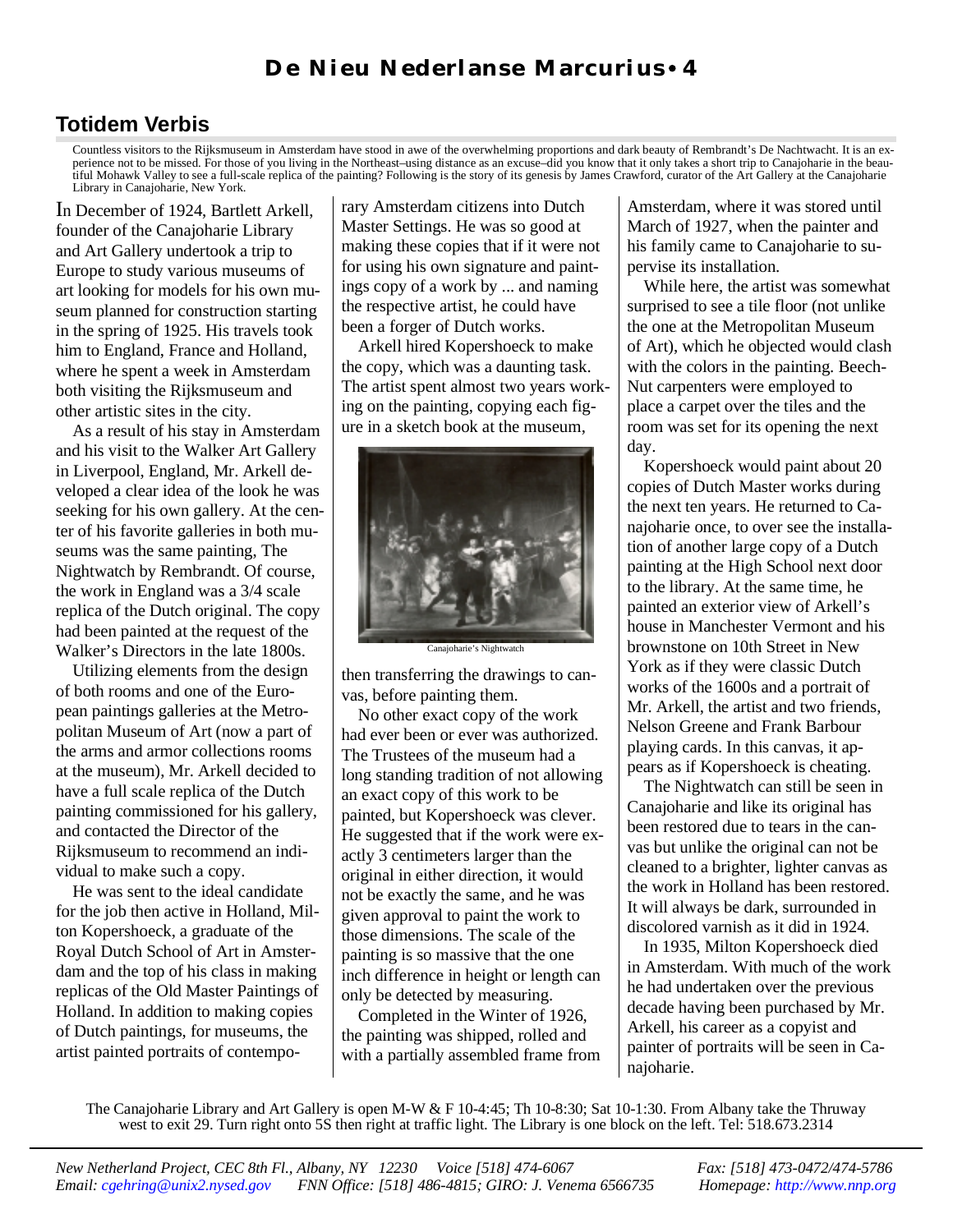## Totidem Verbis

Countless visitors to the Rijksmuseum in Amsterdam have stood in awe of the overwhelming proportions and dark beauty of Rembrandt's De Nachtwacht. It is an experience not to be missed. For those of you living in the Northeast–using distance as an excuse–did you know that it only takes a short trip to Canajoharie in the beautiful Mohawk Valley to see a full-scale replica of the painting? Following is the story of its genesis by James Crawford, curator of the Art Gallery at the Canajoharie Library in Canajoharie, New York.

In December of 1924, Bartlett Arkell, founder of the Canajoharie Library and Art Gallery undertook a trip to Europe to study various museums of art looking for models for his own museum planned for construction starting in the spring of 1925. His travels took him to England, France and Holland, where he spent a week in Amsterdam both visiting the Rijksmuseum and other artistic sites in the city.

As a result of his stay in Amsterdam and his visit to the Walker Art Gallery in Liverpool, England, Mr. Arkell developed a clear idea of the look he was seeking for his own gallery. At the center of his favorite galleries in both museums was the same painting, The Nightwatch by Rembrandt. Of course, the work in England was a 3/4 scale replica of the Dutch original. The copy had been painted at the request of the Walker's Directors in the late 1800s.

Utilizing elements from the design of both rooms and one of the European paintings galleries at the Metropolitan Museum of Art (now a part of the arms and armor collections rooms at the museum), Mr. Arkell decided to have a full scale replica of the Dutch painting commissioned for his gallery, and contacted the Director of the Rijksmuseum to recommend an individual to make such a copy.

He was sent to the ideal candidate for the job then active in Holland, Milton Kopershoeck, a graduate of the Royal Dutch School of Art in Amsterdam and the top of his class in making replicas of the Old Master Paintings of Holland. In addition to making copies of Dutch paintings, for museums, the artist painted portraits of contemporary Amsterdam citizens into Dutch Master Settings. He was so good at making these copies that if it were not for using his own signature and paintings copy of a work by ... and naming the respective artist, he could have been a forger of Dutch works.

Arkell hired Kopershoeck to make the copy, which was a daunting task. The artist spent almost two years working on the painting, copying each figure in a sketch book at the museum, then transferring the drawings to canvas, before painting them.

Canajoharie's Nightwatch

No other exact copy of the work had ever been or ever was authorized. The Trustees of the museum had a long standing tradition of not allowing an exact copy of this work to be painted, but Kopershoeck was clever. He suggested that if the work were exactly 3 centimeters larger than the original in either direction, it would not be exactly the same, and he was given approval to paint the work to those dimensions. The scale of the painting is so massive that the one inch difference in height or length can only be detected by measuring.

Completed in the Winter of 1926, the painting was shipped, rolled and with a partially assembled frame from Amsterdam, where it was stored until March of 1927, when the painter and his family came to Canajoharie to supervise its installation.

While here, the artist was somewhat surprised to see a tile floor (not unlike the one at the Metropolitan Museum of Art), which he objected would clash with the colors in the painting. Beech-Nut carpenters were employed to place a carpet over the tiles and the room was set for its opening the next day.

Kopershoeck would paint about 20 copies of Dutch Master works during the next ten years. He returned to Canajoharie once, to over see the installation of another large copy of a Dutch painting at the High School next door to the library. At the same time, he painted an exterior view of Arkell's house in Manchester Vermont and his brownstone on 10th Street in New York as if they were classic Dutch works of the 1600s and a portrait of Mr. Arkell, the artist and two friends, Nelson Greene and Frank Barbour playing cards. In this canvas, it appears as if Kopershoeck is cheating.

The Nightwatch can still be seen in Canajoharie and like its original has been restored due to tears in the canvas but unlike the original can not be cleaned to a brighter, lighter canvas as the work in Holland has been restored. It will always be dark, surrounded in discolored varnish as it did in 1924.

In 1935, Milton Kopershoeck died in Amsterdam. With much of the work he had undertaken over the previous decade having been purchased by Mr. Arkell, his career as a copyist and painter of portraits will be seen in Canajoharie.

The Canajoharie Library and Art Gallery is open M-W & F 10-4:45; Th 10-8:30; Sat 10-1:30. From Albany take the Thruway west to exit 29. Turn right onto 5S then right at traffic light. The Library is one block on the left. Tel: 518.673.2314

*New Netherland Project, CEC 8th Fl., Albany, NY 12230 Voice [518] 474-6067 Fax: [518] 473-0472/474-5786*
*Email: cgehring@unix2.nysed.gov FNN Office: [518] 486-4815; GIRO: J. Venema 6566735 Homepage: http://www.nnp.org*